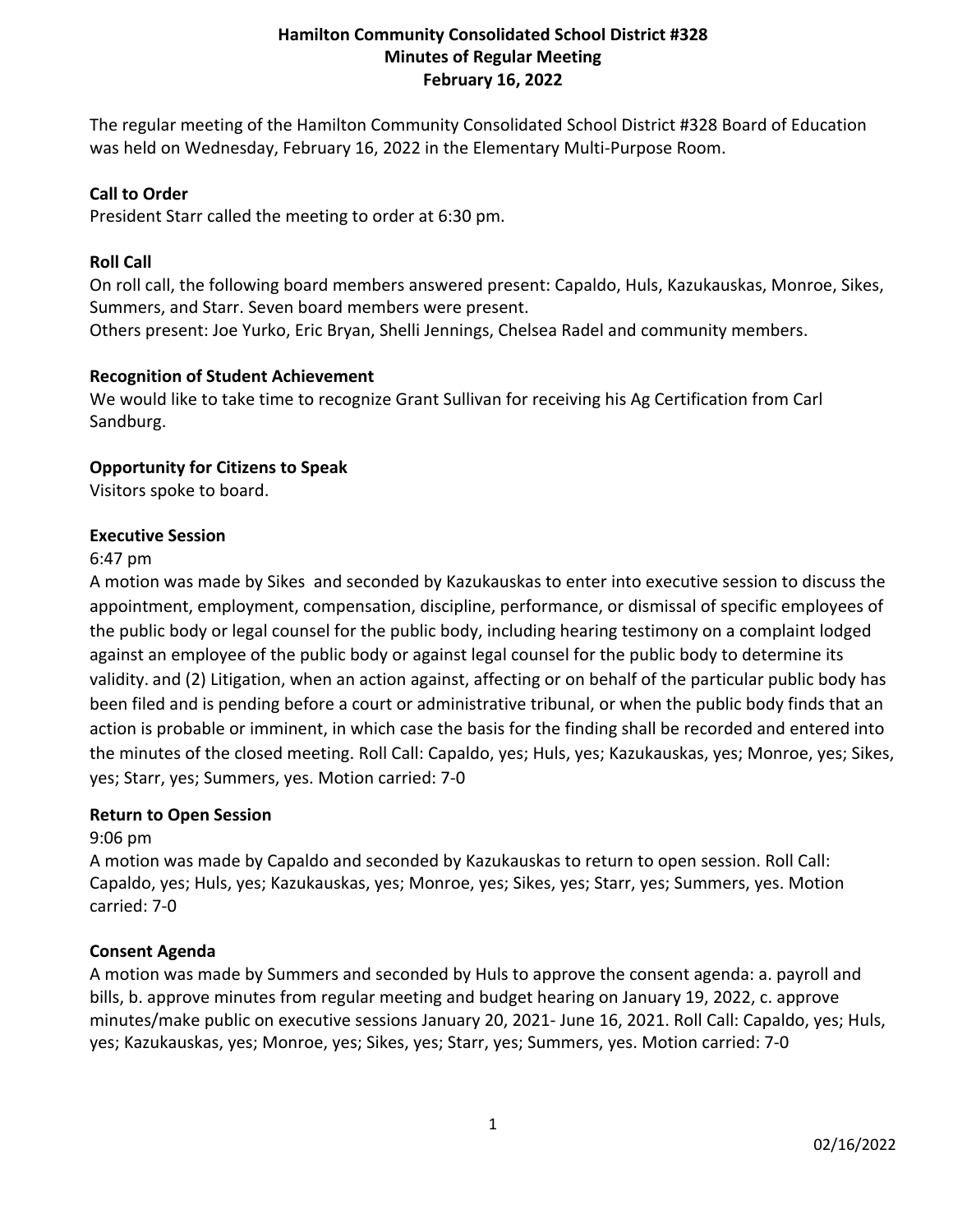# Hamilton Community Consolidated School District #328
## Minutes of Regular Meeting
## February 16, 2022

The regular meeting of the Hamilton Community Consolidated School District #328 Board of Education was held on Wednesday, February 16, 2022 in the Elementary Multi-Purpose Room.

**Call to Order**
President Starr called the meeting to order at 6:30 pm.

**Roll Call**
On roll call, the following board members answered present: Capaldo, Huls, Kazukauskas, Monroe, Sikes, Summers, and Starr. Seven board members were present.
Others present: Joe Yurko, Eric Bryan, Shelli Jennings, Chelsea Radel and community members.

**Recognition of Student Achievement**
We would like to take time to recognize Grant Sullivan for receiving his Ag Certification from Carl Sandburg.

**Opportunity for Citizens to Speak**
Visitors spoke to board.

**Executive Session**
6:47 pm
A motion was made by Sikes and seconded by Kazukauskas to enter into executive session to discuss the appointment, employment, compensation, discipline, performance, or dismissal of specific employees of the public body or legal counsel for the public body, including hearing testimony on a complaint lodged against an employee of the public body or against legal counsel for the public body to determine its validity. and (2) Litigation, when an action against, affecting or on behalf of the particular public body has been filed and is pending before a court or administrative tribunal, or when the public body finds that an action is probable or imminent, in which case the basis for the finding shall be recorded and entered into the minutes of the closed meeting. Roll Call: Capaldo, yes; Huls, yes; Kazukauskas, yes; Monroe, yes; Sikes, yes; Starr, yes; Summers, yes. Motion carried: 7-0

**Return to Open Session**
9:06 pm
A motion was made by Capaldo and seconded by Kazukauskas to return to open session. Roll Call: Capaldo, yes; Huls, yes; Kazukauskas, yes; Monroe, yes; Sikes, yes; Starr, yes; Summers, yes. Motion carried: 7-0

**Consent Agenda**
A motion was made by Summers and seconded by Huls to approve the consent agenda: a. payroll and bills, b. approve minutes from regular meeting and budget hearing on January 19, 2022, c. approve minutes/make public on executive sessions January 20, 2021- June 16, 2021. Roll Call: Capaldo, yes; Huls, yes; Kazukauskas, yes; Monroe, yes; Sikes, yes; Starr, yes; Summers, yes. Motion carried: 7-0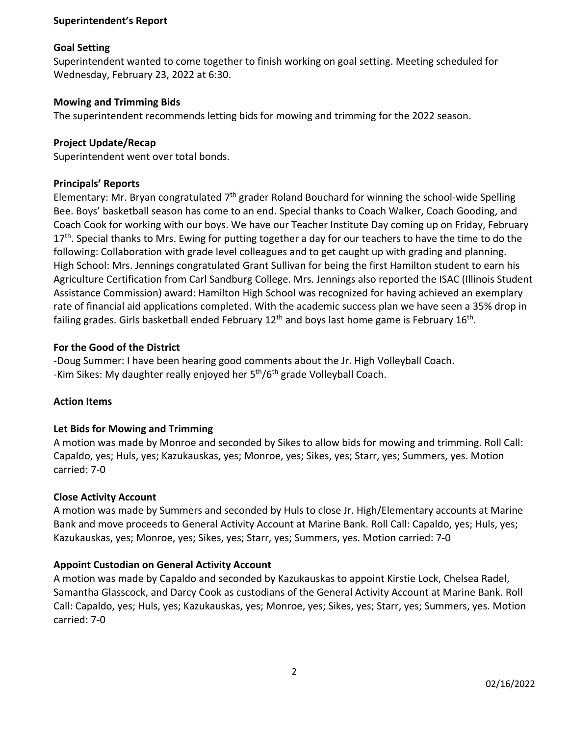## Superintendent's Report

### Goal Setting

Superintendent wanted to come together to finish working on goal setting. Meeting scheduled for Wednesday, February 23, 2022 at 6:30.

### Mowing and Trimming Bids

The superintendent recommends letting bids for mowing and trimming for the 2022 season.

### Project Update/Recap

Superintendent went over total bonds.

### Principals' Reports

Elementary: Mr. Bryan congratulated 7th grader Roland Bouchard for winning the school-wide Spelling Bee. Boys' basketball season has come to an end. Special thanks to Coach Walker, Coach Gooding, and Coach Cook for working with our boys. We have our Teacher Institute Day coming up on Friday, February 17th. Special thanks to Mrs. Ewing for putting together a day for our teachers to have the time to do the following: Collaboration with grade level colleagues and to get caught up with grading and planning.
High School: Mrs. Jennings congratulated Grant Sullivan for being the first Hamilton student to earn his Agriculture Certification from Carl Sandburg College. Mrs. Jennings also reported the ISAC (Illinois Student Assistance Commission) award: Hamilton High School was recognized for having achieved an exemplary rate of financial aid applications completed. With the academic success plan we have seen a 35% drop in failing grades. Girls basketball ended February 12th and boys last home game is February 16th.

### For the Good of the District

-Doug Summer: I have been hearing good comments about the Jr. High Volleyball Coach.
-Kim Sikes: My daughter really enjoyed her 5th/6th grade Volleyball Coach.

## Action Items

### Let Bids for Mowing and Trimming

A motion was made by Monroe and seconded by Sikes to allow bids for mowing and trimming. Roll Call: Capaldo, yes; Huls, yes; Kazukauskas, yes; Monroe, yes; Sikes, yes; Starr, yes; Summers, yes. Motion carried: 7-0

### Close Activity Account

A motion was made by Summers and seconded by Huls to close Jr. High/Elementary accounts at Marine Bank and move proceeds to General Activity Account at Marine Bank. Roll Call: Capaldo, yes; Huls, yes; Kazukauskas, yes; Monroe, yes; Sikes, yes; Starr, yes; Summers, yes. Motion carried: 7-0

### Appoint Custodian on General Activity Account

A motion was made by Capaldo and seconded by Kazukauskas to appoint Kirstie Lock, Chelsea Radel, Samantha Glasscock, and Darcy Cook as custodians of the General Activity Account at Marine Bank. Roll Call: Capaldo, yes; Huls, yes; Kazukauskas, yes; Monroe, yes; Sikes, yes; Starr, yes; Summers, yes. Motion carried: 7-0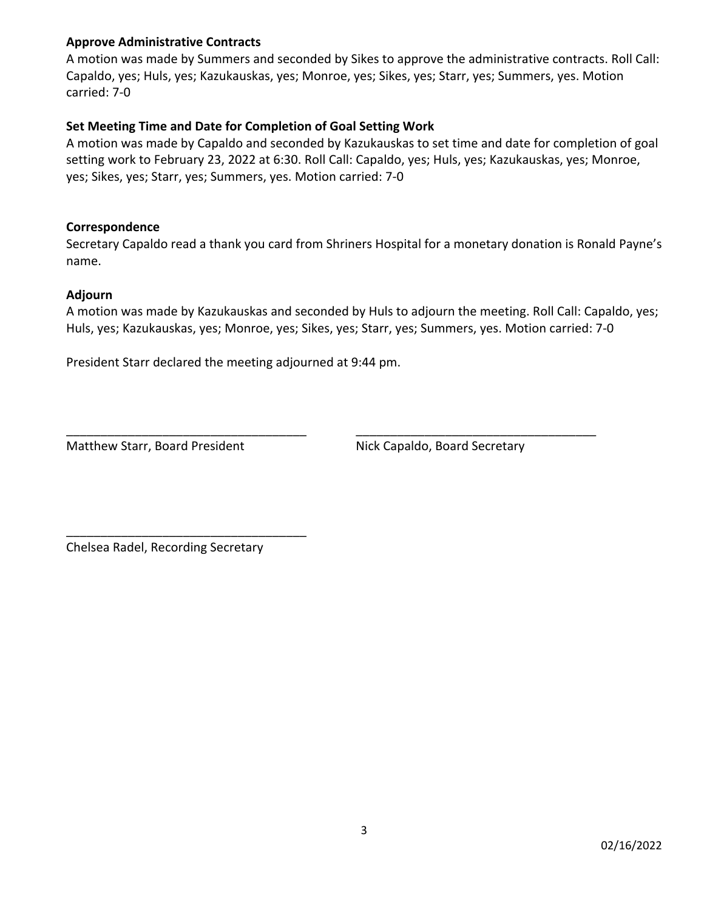**Approve Administrative Contracts**

A motion was made by Summers and seconded by Sikes to approve the administrative contracts. Roll Call: Capaldo, yes; Huls, yes; Kazukauskas, yes; Monroe, yes; Sikes, yes; Starr, yes; Summers, yes. Motion carried: 7-0

**Set Meeting Time and Date for Completion of Goal Setting Work**

A motion was made by Capaldo and seconded by Kazukauskas to set time and date for completion of goal setting work to February 23, 2022 at 6:30. Roll Call: Capaldo, yes; Huls, yes; Kazukauskas, yes; Monroe, yes; Sikes, yes; Starr, yes; Summers, yes. Motion carried: 7-0

**Correspondence**

Secretary Capaldo read a thank you card from Shriners Hospital for a monetary donation is Ronald Payne's name.

**Adjourn**

A motion was made by Kazukauskas and seconded by Huls to adjourn the meeting. Roll Call: Capaldo, yes; Huls, yes; Kazukauskas, yes; Monroe, yes; Sikes, yes; Starr, yes; Summers, yes. Motion carried: 7-0

President Starr declared the meeting adjourned at 9:44 pm.

___________________________________
Matthew Starr, Board President

___________________________________
Nick Capaldo, Board Secretary

___________________________________
Chelsea Radel, Recording Secretary

02/16/2022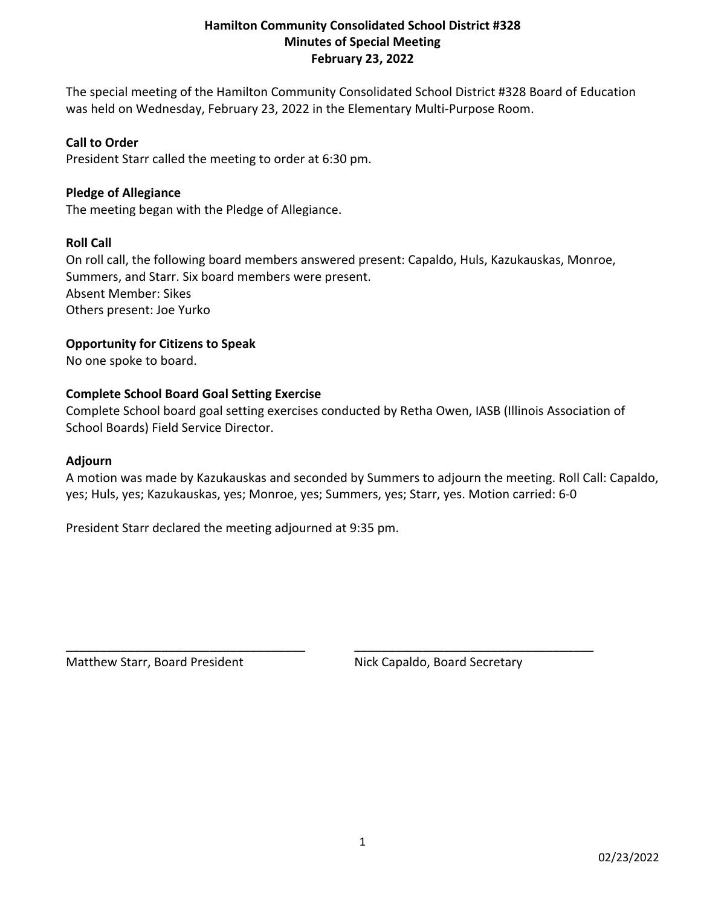**Hamilton Community Consolidated School District #328**
**Minutes of Special Meeting**
**February 23, 2022**

The special meeting of the Hamilton Community Consolidated School District #328 Board of Education was held on Wednesday, February 23, 2022 in the Elementary Multi-Purpose Room.

**Call to Order**
President Starr called the meeting to order at 6:30 pm.

**Pledge of Allegiance**
The meeting began with the Pledge of Allegiance.

**Roll Call**
On roll call, the following board members answered present: Capaldo, Huls, Kazukauskas, Monroe, Summers, and Starr. Six board members were present.
Absent Member: Sikes
Others present: Joe Yurko

**Opportunity for Citizens to Speak**
No one spoke to board.

**Complete School Board Goal Setting Exercise**
Complete School board goal setting exercises conducted by Retha Owen, IASB (Illinois Association of School Boards) Field Service Director.

**Adjourn**
A motion was made by Kazukauskas and seconded by Summers to adjourn the meeting. Roll Call: Capaldo, yes; Huls, yes; Kazukauskas, yes; Monroe, yes; Summers, yes; Starr, yes. Motion carried: 6-0

President Starr declared the meeting adjourned at 9:35 pm.

___________________________________
Matthew Starr, Board President

___________________________________
Nick Capaldo, Board Secretary

02/23/2022